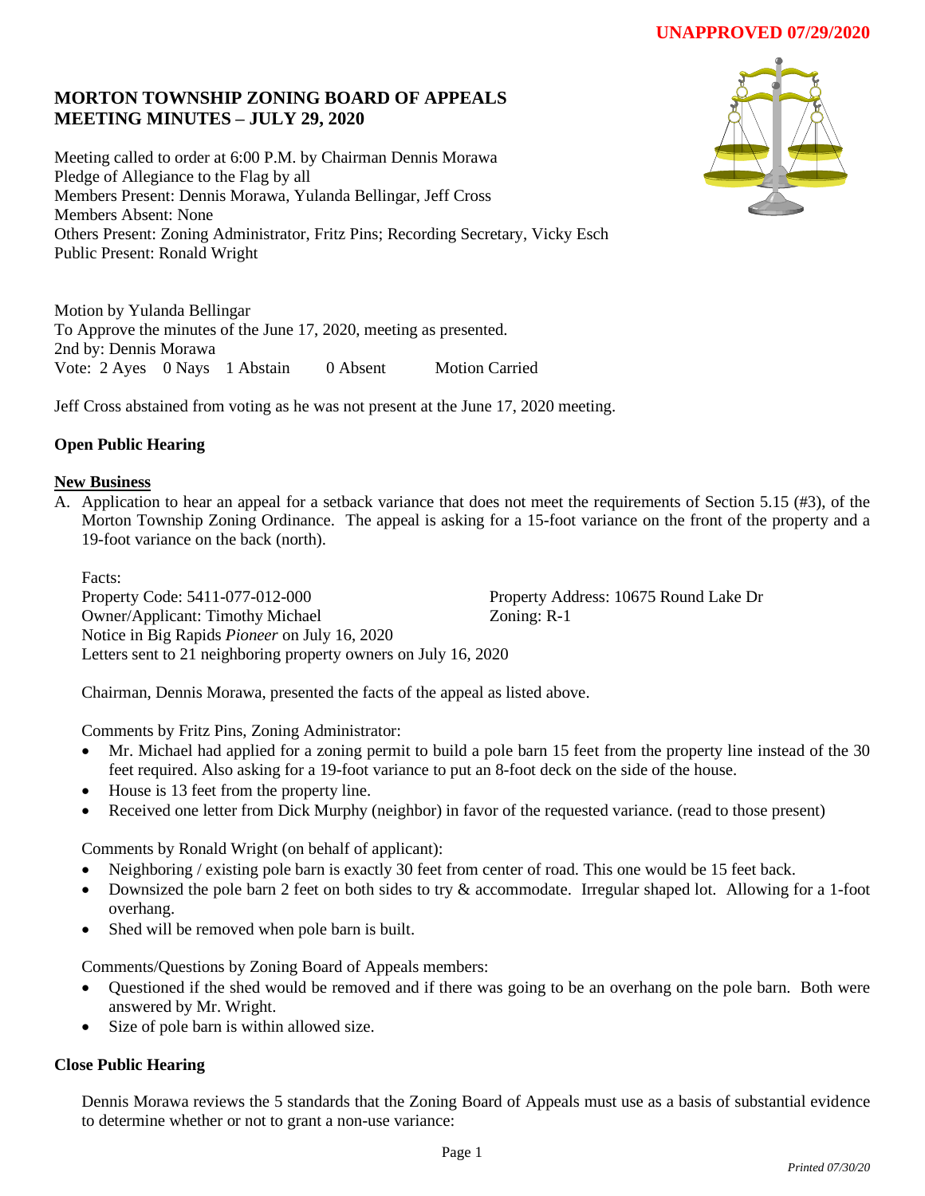**UNAPPROVED 07/29/2020**

# MORTON TOWNSHIP ZONING BOARD OF APPEALS
# MEETING MINUTES – JULY 29, 2020

Meeting called to order at 6:00 P.M. by Chairman Dennis Morawa
Pledge of Allegiance to the Flag by all
Members Present: Dennis Morawa, Yulanda Bellingar, Jeff Cross
Members Absent: None
Others Present: Zoning Administrator, Fritz Pins; Recording Secretary, Vicky Esch
Public Present: Ronald Wright

Motion by Yulanda Bellingar
To Approve the minutes of the June 17, 2020, meeting as presented.
2nd by: Dennis Morawa
Vote: 2 Ayes 0 Nays 1 Abstain 0 Absent Motion Carried

Jeff Cross abstained from voting as he was not present at the June 17, 2020 meeting.

**Open Public Hearing**

**New Business**

A. Application to hear an appeal for a setback variance that does not meet the requirements of Section 5.15 (#3), of the Morton Township Zoning Ordinance. The appeal is asking for a 15-foot variance on the front of the property and a 19-foot variance on the back (north).

Facts:
Property Code: 5411-077-012-000
Property Address: 10675 Round Lake Dr
Owner/Applicant: Timothy Michael
Zoning: R-1
Notice in Big Rapids *Pioneer* on July 16, 2020
Letters sent to 21 neighboring property owners on July 16, 2020

Chairman, Dennis Morawa, presented the facts of the appeal as listed above.

Comments by Fritz Pins, Zoning Administrator:

- Mr. Michael had applied for a zoning permit to build a pole barn 15 feet from the property line instead of the 30 feet required. Also asking for a 19-foot variance to put an 8-foot deck on the side of the house.
- House is 13 feet from the property line.
- Received one letter from Dick Murphy (neighbor) in favor of the requested variance. (read to those present)

Comments by Ronald Wright (on behalf of applicant):

- Neighboring / existing pole barn is exactly 30 feet from center of road. This one would be 15 feet back.
- Downsized the pole barn 2 feet on both sides to try & accommodate. Irregular shaped lot. Allowing for a 1-foot overhang.
- Shed will be removed when pole barn is built.

Comments/Questions by Zoning Board of Appeals members:

- Questioned if the shed would be removed and if there was going to be an overhang on the pole barn. Both were answered by Mr. Wright.
- Size of pole barn is within allowed size.

**Close Public Hearing**

Dennis Morawa reviews the 5 standards that the Zoning Board of Appeals must use as a basis of substantial evidence to determine whether or not to grant a non-use variance:

*Printed 07/30/20*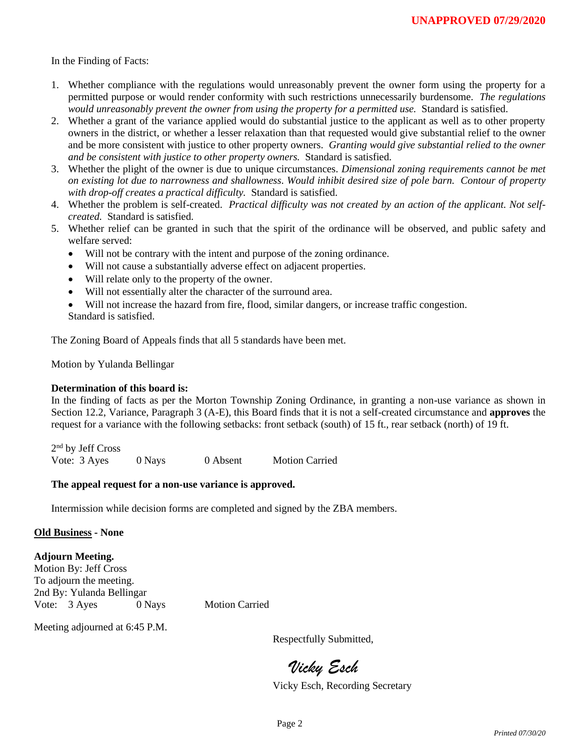**UNAPPROVED 07/29/2020**

In the Finding of Facts:

1. Whether compliance with the regulations would unreasonably prevent the owner form using the property for a permitted purpose or would render conformity with such restrictions unnecessarily burdensome. *The regulations would unreasonably prevent the owner from using the property for a permitted use.* Standard is satisfied.
2. Whether a grant of the variance applied would do substantial justice to the applicant as well as to other property owners in the district, or whether a lesser relaxation than that requested would give substantial relief to the owner and be more consistent with justice to other property owners. *Granting would give substantial relied to the owner and be consistent with justice to other property owners.* Standard is satisfied.
3. Whether the plight of the owner is due to unique circumstances. *Dimensional zoning requirements cannot be met on existing lot due to narrowness and shallowness. Would inhibit desired size of pole barn. Contour of property with drop-off creates a practical difficulty.* Standard is satisfied.
4. Whether the problem is self-created. *Practical difficulty was not created by an action of the applicant. Not self-created.* Standard is satisfied.
5. Whether relief can be granted in such that the spirit of the ordinance will be observed, and public safety and welfare served:
   - Will not be contrary with the intent and purpose of the zoning ordinance.
   - Will not cause a substantially adverse effect on adjacent properties.
   - Will relate only to the property of the owner.
   - Will not essentially alter the character of the surround area.
   - Will not increase the hazard from fire, flood, similar dangers, or increase traffic congestion.

   Standard is satisfied.

The Zoning Board of Appeals finds that all 5 standards have been met.

Motion by Yulanda Bellingar

**Determination of this board is:**
In the finding of facts as per the Morton Township Zoning Ordinance, in granting a non-use variance as shown in Section 12.2, Variance, Paragraph 3 (A-E), this Board finds that it is not a self-created circumstance and **approves** the request for a variance with the following setbacks: front setback (south) of 15 ft., rear setback (north) of 19 ft.

2nd by Jeff Cross
Vote: 3 Ayes 0 Nays 0 Absent Motion Carried

**The appeal request for a non-use variance is approved.**

Intermission while decision forms are completed and signed by the ZBA members.

**Old Business - None**

**Adjourn Meeting.**
Motion By: Jeff Cross
To adjourn the meeting.
2nd By: Yulanda Bellingar
Vote: 3 Ayes 0 Nays Motion Carried

Meeting adjourned at 6:45 P.M.

Respectfully Submitted,

*Vicky Esch*

Vicky Esch, Recording Secretary

*Printed 07/30/20*